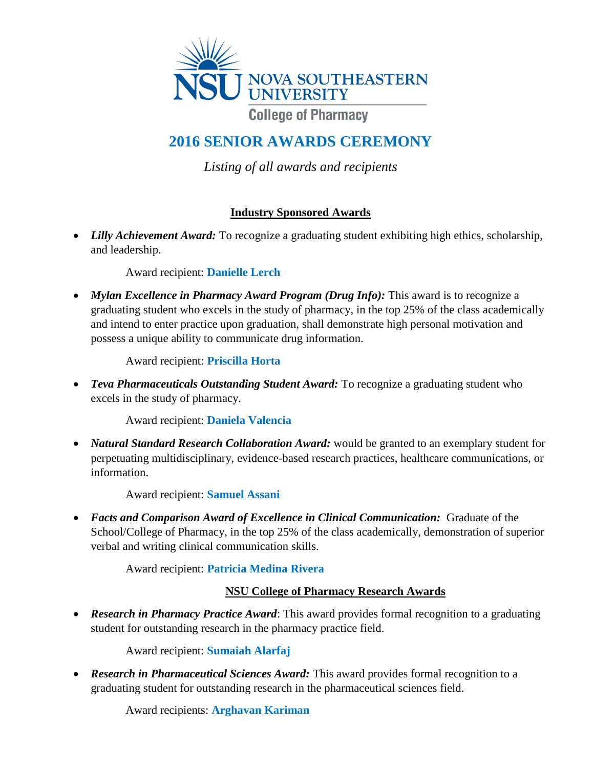NOVA SOUTHEASTERN UNIVERSITY

College of Pharmacy

# 2016 SENIOR AWARDS CEREMONY

*Listing of all awards and recipients*

## Industry Sponsored Awards

- ***Lilly Achievement Award:*** To recognize a graduating student exhibiting high ethics, scholarship, and leadership.

  Award recipient: **Danielle Lerch**

- ***Mylan Excellence in Pharmacy Award Program (Drug Info):*** This award is to recognize a graduating student who excels in the study of pharmacy, in the top 25% of the class academically and intend to enter practice upon graduation, shall demonstrate high personal motivation and possess a unique ability to communicate drug information.

  Award recipient: **Priscilla Horta**

- ***Teva Pharmaceuticals Outstanding Student Award:*** To recognize a graduating student who excels in the study of pharmacy.

  Award recipient: **Daniela Valencia**

- ***Natural Standard Research Collaboration Award:*** would be granted to an exemplary student for perpetuating multidisciplinary, evidence-based research practices, healthcare communications, or information.

  Award recipient: **Samuel Assani**

- ***Facts and Comparison Award of Excellence in Clinical Communication:*** Graduate of the School/College of Pharmacy, in the top 25% of the class academically, demonstration of superior verbal and writing clinical communication skills.

  Award recipient: **Patricia Medina Rivera**

## NSU College of Pharmacy Research Awards

- ***Research in Pharmacy Practice Award***: This award provides formal recognition to a graduating student for outstanding research in the pharmacy practice field.

  Award recipient: **Sumaiah Alarfaj**

- ***Research in Pharmaceutical Sciences Award:*** This award provides formal recognition to a graduating student for outstanding research in the pharmaceutical sciences field.

  Award recipients: **Arghavan Kariman**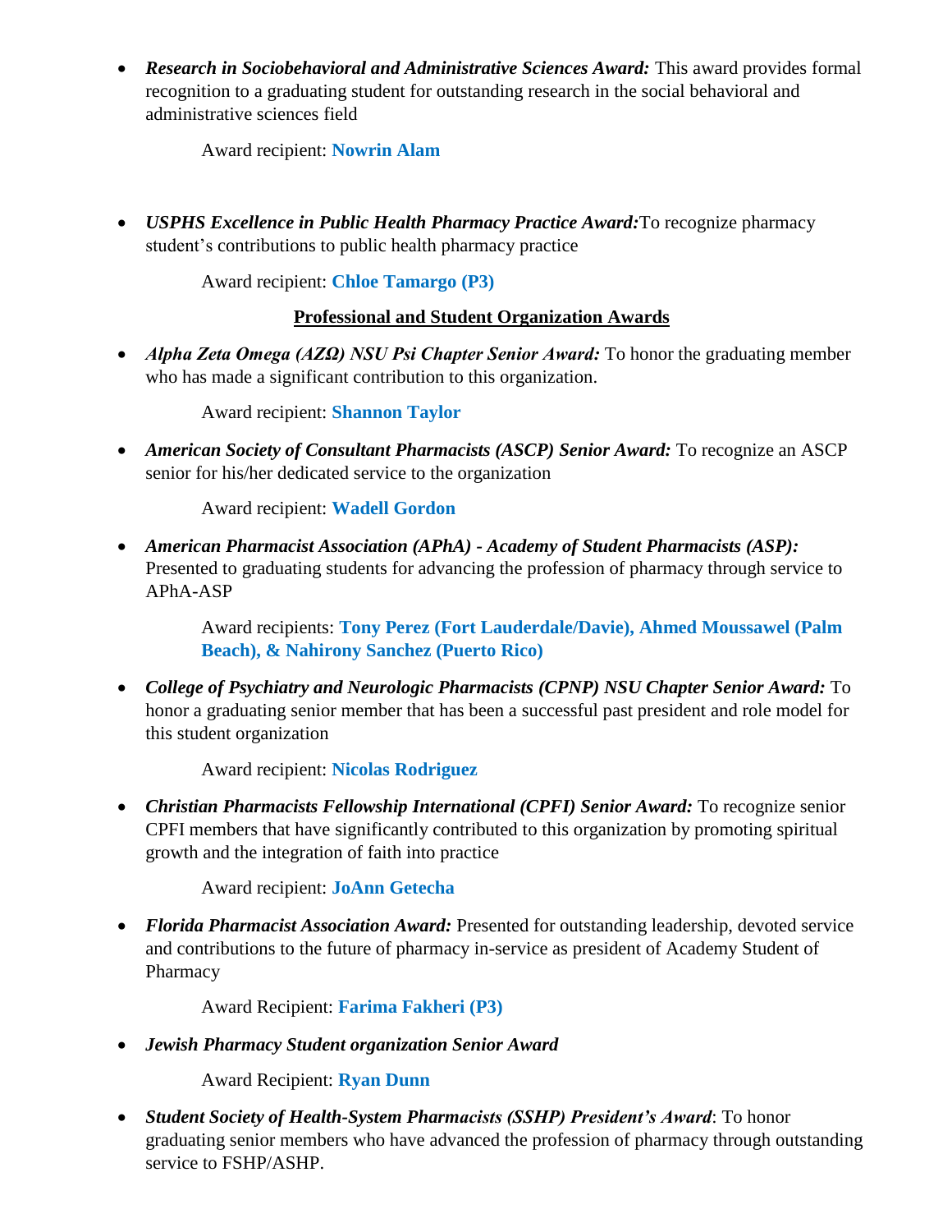- ***Research in Sociobehavioral and Administrative Sciences Award:*** This award provides formal recognition to a graduating student for outstanding research in the social behavioral and administrative sciences field

  Award recipient: **Nowrin Alam**

- ***USPHS Excellence in Public Health Pharmacy Practice Award:***To recognize pharmacy student's contributions to public health pharmacy practice

  Award recipient: **Chloe Tamargo (P3)**

## Professional and Student Organization Awards

- ***Alpha Zeta Omega (AZΩ) NSU Psi Chapter Senior Award:*** To honor the graduating member who has made a significant contribution to this organization.

  Award recipient: **Shannon Taylor**

- ***American Society of Consultant Pharmacists (ASCP) Senior Award:*** To recognize an ASCP senior for his/her dedicated service to the organization

  Award recipient: **Wadell Gordon**

- ***American Pharmacist Association (APhA) - Academy of Student Pharmacists (ASP):*** Presented to graduating students for advancing the profession of pharmacy through service to APhA-ASP

  Award recipients: **Tony Perez (Fort Lauderdale/Davie), Ahmed Moussawel (Palm Beach), & Nahirony Sanchez (Puerto Rico)**

- ***College of Psychiatry and Neurologic Pharmacists (CPNP) NSU Chapter Senior Award:*** To honor a graduating senior member that has been a successful past president and role model for this student organization

  Award recipient: **Nicolas Rodriguez**

- ***Christian Pharmacists Fellowship International (CPFI) Senior Award:*** To recognize senior CPFI members that have significantly contributed to this organization by promoting spiritual growth and the integration of faith into practice

  Award recipient: **JoAnn Getecha**

- ***Florida Pharmacist Association Award:*** Presented for outstanding leadership, devoted service and contributions to the future of pharmacy in-service as president of Academy Student of Pharmacy

  Award Recipient: **Farima Fakheri (P3)**

- ***Jewish Pharmacy Student organization Senior Award***

  Award Recipient: **Ryan Dunn**

- ***Student Society of Health-System Pharmacists (SSHP) President's Award***: To honor graduating senior members who have advanced the profession of pharmacy through outstanding service to FSHP/ASHP.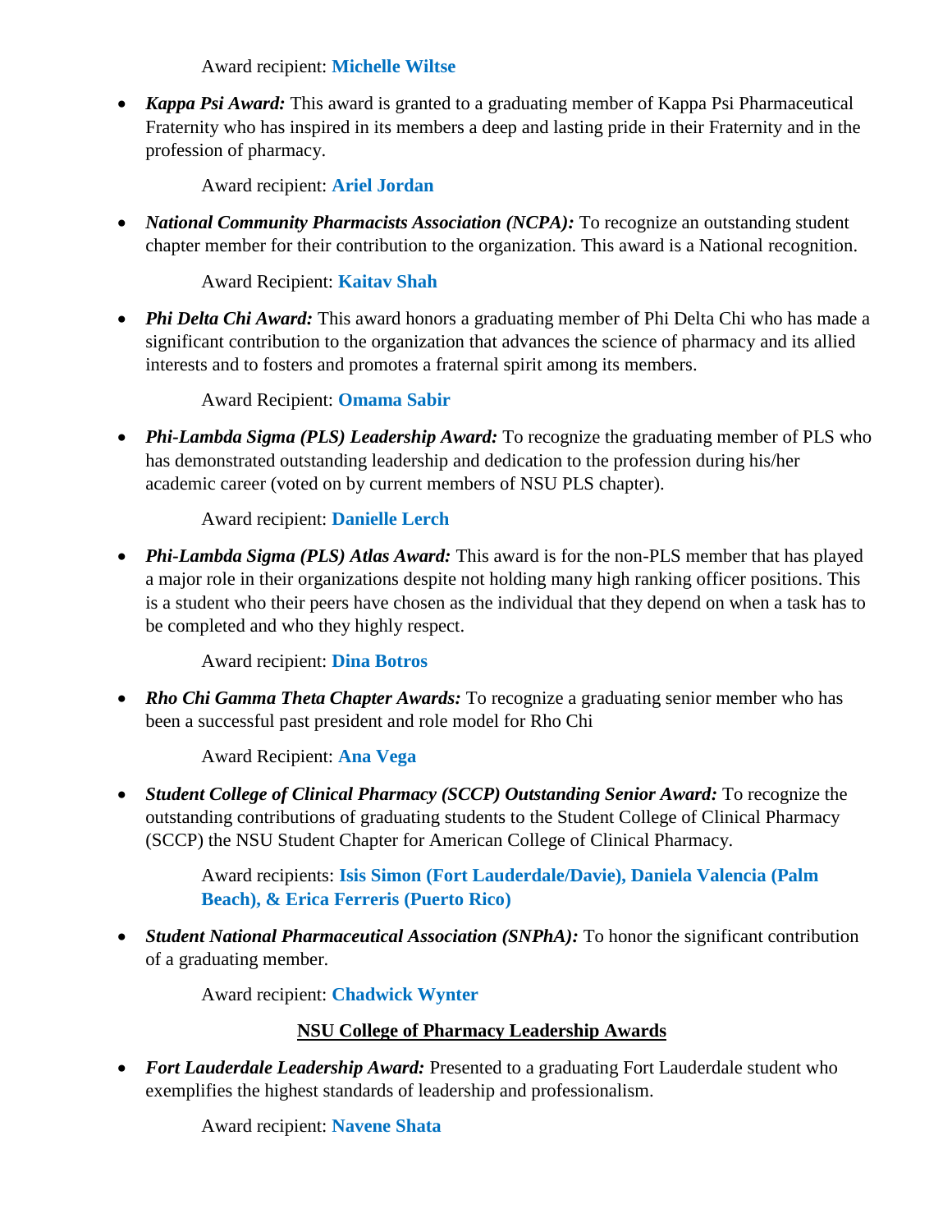Award recipient: **Michelle Wiltse**

- ***Kappa Psi Award:*** This award is granted to a graduating member of Kappa Psi Pharmaceutical Fraternity who has inspired in its members a deep and lasting pride in their Fraternity and in the profession of pharmacy.

  Award recipient: **Ariel Jordan**

- ***National Community Pharmacists Association (NCPA):*** To recognize an outstanding student chapter member for their contribution to the organization. This award is a National recognition.

  Award Recipient: **Kaitav Shah**

- ***Phi Delta Chi Award:*** This award honors a graduating member of Phi Delta Chi who has made a significant contribution to the organization that advances the science of pharmacy and its allied interests and to fosters and promotes a fraternal spirit among its members.

  Award Recipient: **Omama Sabir**

- ***Phi-Lambda Sigma (PLS) Leadership Award:*** To recognize the graduating member of PLS who has demonstrated outstanding leadership and dedication to the profession during his/her academic career (voted on by current members of NSU PLS chapter).

  Award recipient: **Danielle Lerch**

- ***Phi-Lambda Sigma (PLS) Atlas Award:*** This award is for the non-PLS member that has played a major role in their organizations despite not holding many high ranking officer positions. This is a student who their peers have chosen as the individual that they depend on when a task has to be completed and who they highly respect.

  Award recipient: **Dina Botros**

- ***Rho Chi Gamma Theta Chapter Awards:*** To recognize a graduating senior member who has been a successful past president and role model for Rho Chi

  Award Recipient: **Ana Vega**

- ***Student College of Clinical Pharmacy (SCCP) Outstanding Senior Award:*** To recognize the outstanding contributions of graduating students to the Student College of Clinical Pharmacy (SCCP) the NSU Student Chapter for American College of Clinical Pharmacy.

  Award recipients: **Isis Simon (Fort Lauderdale/Davie), Daniela Valencia (Palm Beach), & Erica Ferreris (Puerto Rico)**

- ***Student National Pharmaceutical Association (SNPhA):*** To honor the significant contribution of a graduating member.

  Award recipient: **Chadwick Wynter**

## NSU College of Pharmacy Leadership Awards

- ***Fort Lauderdale Leadership Award:*** Presented to a graduating Fort Lauderdale student who exemplifies the highest standards of leadership and professionalism.

  Award recipient: **Navene Shata**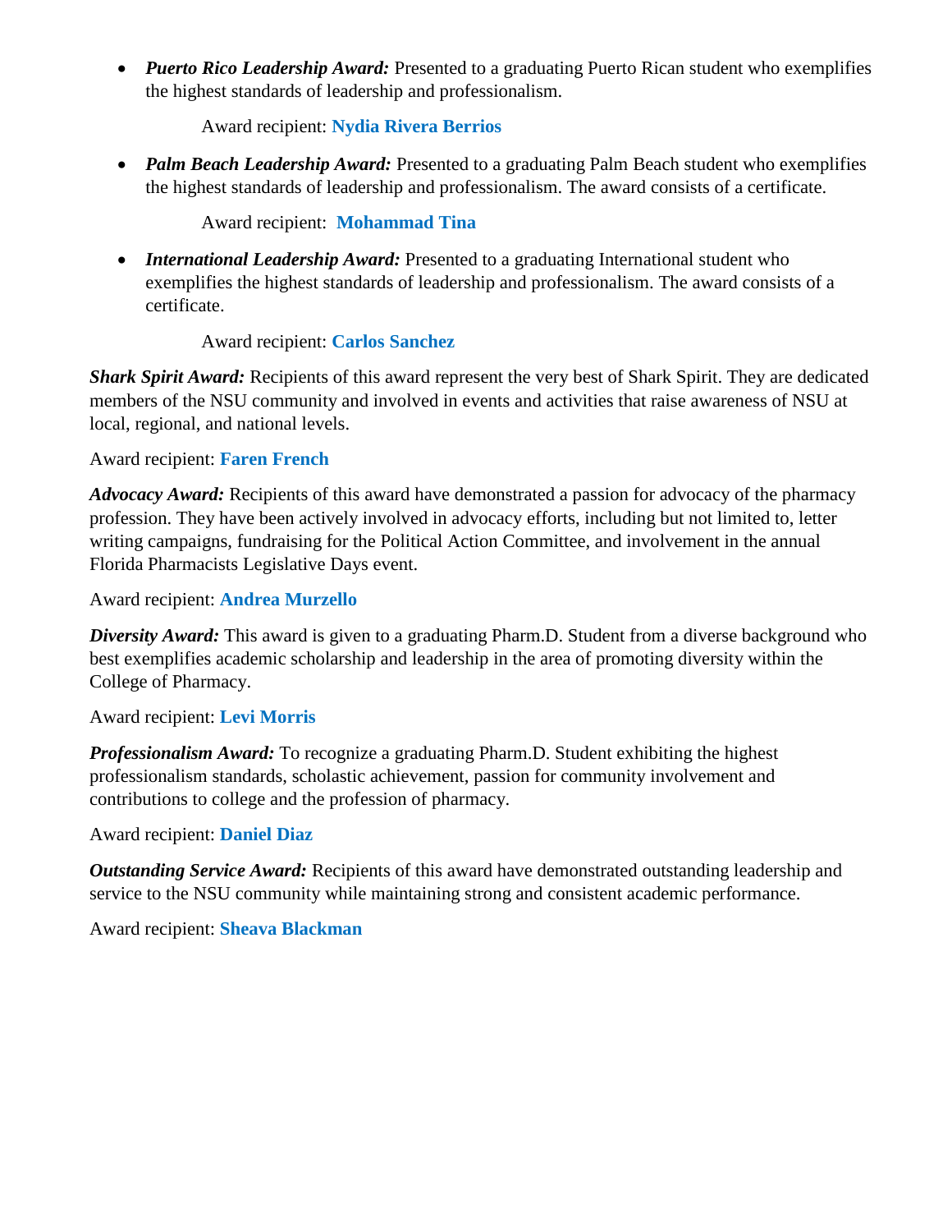- ***Puerto Rico Leadership Award:*** Presented to a graduating Puerto Rican student who exemplifies the highest standards of leadership and professionalism.

    Award recipient: **Nydia Rivera Berrios**

- ***Palm Beach Leadership Award:*** Presented to a graduating Palm Beach student who exemplifies the highest standards of leadership and professionalism. The award consists of a certificate.

    Award recipient: **Mohammad Tina**

- ***International Leadership Award:*** Presented to a graduating International student who exemplifies the highest standards of leadership and professionalism. The award consists of a certificate.

    Award recipient: **Carlos Sanchez**

***Shark Spirit Award:*** Recipients of this award represent the very best of Shark Spirit. They are dedicated members of the NSU community and involved in events and activities that raise awareness of NSU at local, regional, and national levels.

Award recipient: **Faren French**

***Advocacy Award:*** Recipients of this award have demonstrated a passion for advocacy of the pharmacy profession. They have been actively involved in advocacy efforts, including but not limited to, letter writing campaigns, fundraising for the Political Action Committee, and involvement in the annual Florida Pharmacists Legislative Days event.

Award recipient: **Andrea Murzello**

***Diversity Award:*** This award is given to a graduating Pharm.D. Student from a diverse background who best exemplifies academic scholarship and leadership in the area of promoting diversity within the College of Pharmacy.

Award recipient: **Levi Morris**

***Professionalism Award:*** To recognize a graduating Pharm.D. Student exhibiting the highest professionalism standards, scholastic achievement, passion for community involvement and contributions to college and the profession of pharmacy.

Award recipient: **Daniel Diaz**

***Outstanding Service Award:*** Recipients of this award have demonstrated outstanding leadership and service to the NSU community while maintaining strong and consistent academic performance.

Award recipient: **Sheava Blackman**